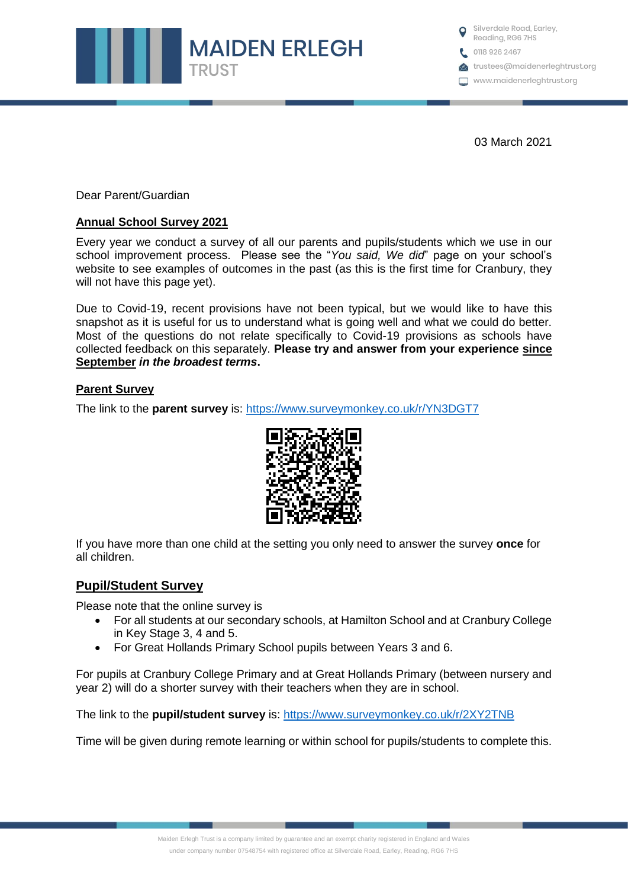# MAIDEN ERLEGH TRUST

Silverdale Road, Earley, Reading, RG6 7HS
0118 926 2467
trustees@maidenerleghtrust.org
www.maidenerleghtrust.org

03 March 2021

Dear Parent/Guardian

**Annual School Survey 2021**

Every year we conduct a survey of all our parents and pupils/students which we use in our school improvement process. Please see the "*You said, We did*" page on your school's website to see examples of outcomes in the past (as this is the first time for Cranbury, they will not have this page yet).

Due to Covid-19, recent provisions have not been typical, but we would like to have this snapshot as it is useful for us to understand what is going well and what we could do better. Most of the questions do not relate specifically to Covid-19 provisions as schools have collected feedback on this separately. **Please try and answer from your experience since September *in the broadest terms*.**

## Parent Survey

The link to the **parent survey** is: https://www.surveymonkey.co.uk/r/YN3DGT7

If you have more than one child at the setting you only need to answer the survey **once** for all children.

## Pupil/Student Survey

Please note that the online survey is

- For all students at our secondary schools, at Hamilton School and at Cranbury College in Key Stage 3, 4 and 5.
- For Great Hollands Primary School pupils between Years 3 and 6.

For pupils at Cranbury College Primary and at Great Hollands Primary (between nursery and year 2) will do a shorter survey with their teachers when they are in school.

The link to the **pupil/student survey** is: https://www.surveymonkey.co.uk/r/2XY2TNB

Time will be given during remote learning or within school for pupils/students to complete this.

Maiden Erlegh Trust is a company limited by guarantee and an exempt charity registered in England and Wales under company number 07548754 with registered office at Silverdale Road, Earley, Reading, RG6 7HS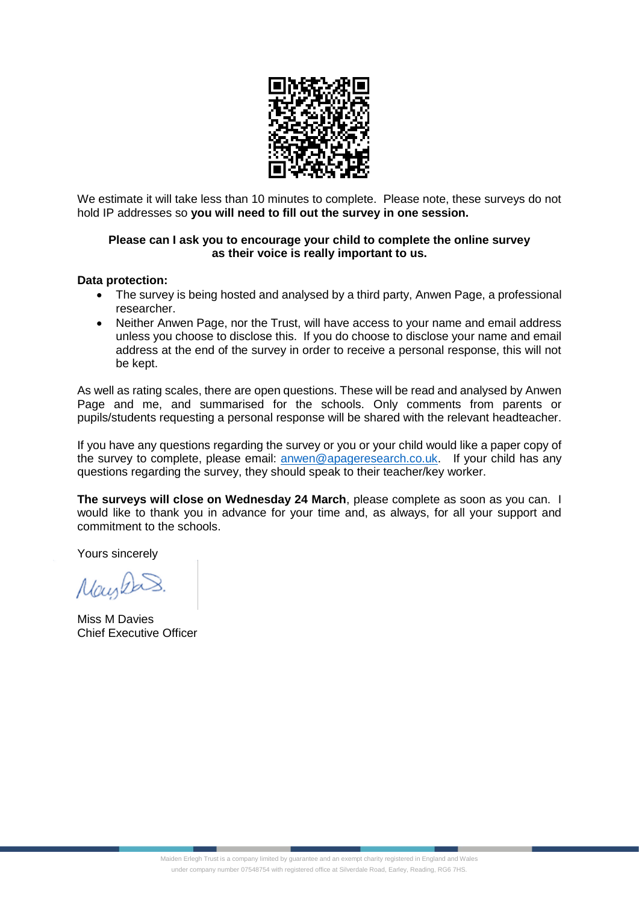We estimate it will take less than 10 minutes to complete. Please note, these surveys do not hold IP addresses so **you will need to fill out the survey in one session.**

**Please can I ask you to encourage your child to complete the online survey as their voice is really important to us.**

**Data protection:**

- The survey is being hosted and analysed by a third party, Anwen Page, a professional researcher.
- Neither Anwen Page, nor the Trust, will have access to your name and email address unless you choose to disclose this. If you do choose to disclose your name and email address at the end of the survey in order to receive a personal response, this will not be kept.

As well as rating scales, there are open questions. These will be read and analysed by Anwen Page and me, and summarised for the schools. Only comments from parents or pupils/students requesting a personal response will be shared with the relevant headteacher.

If you have any questions regarding the survey or you or your child would like a paper copy of the survey to complete, please email: anwen@apageresearch.co.uk. If your child has any questions regarding the survey, they should speak to their teacher/key worker.

**The surveys will close on Wednesday 24 March**, please complete as soon as you can. I would like to thank you in advance for your time and, as always, for all your support and commitment to the schools.

Yours sincerely

Miss M Davies
Chief Executive Officer

Maiden Erlegh Trust is a company limited by guarantee and an exempt charity registered in England and Wales under company number 07548754 with registered office at Silverdale Road, Earley, Reading, RG6 7HS.